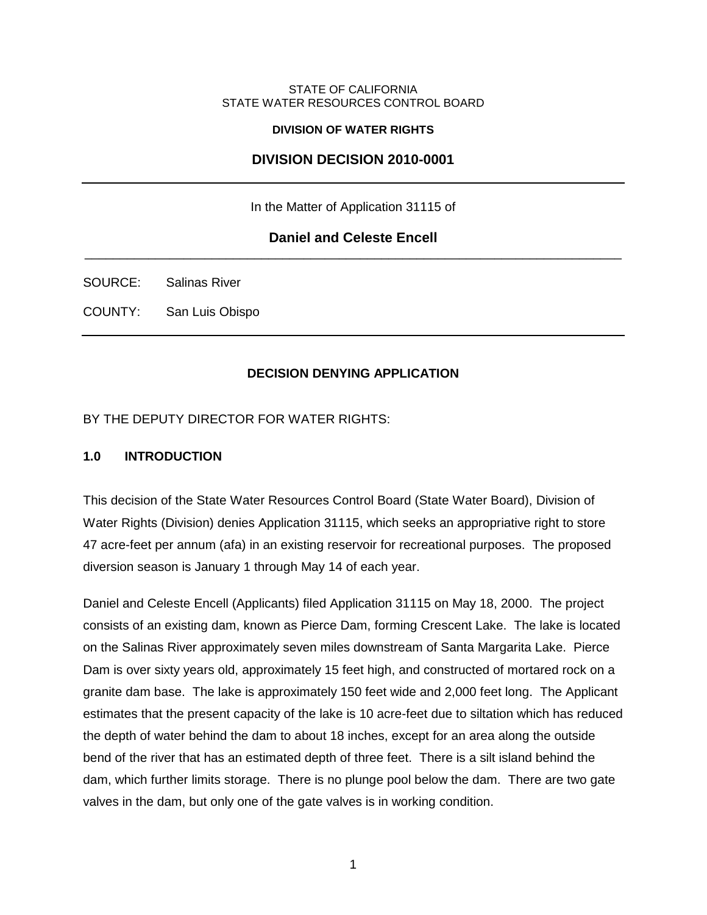STATE OF CALIFORNIA
STATE WATER RESOURCES CONTROL BOARD

**DIVISION OF WATER RIGHTS**

**DIVISION DECISION 2010-0001**

---

In the Matter of Application 31115 of

**Daniel and Celeste Encell**

---

SOURCE: Salinas River

COUNTY: San Luis Obispo

---

**DECISION DENYING APPLICATION**

BY THE DEPUTY DIRECTOR FOR WATER RIGHTS:

## 1.0 INTRODUCTION

This decision of the State Water Resources Control Board (State Water Board), Division of Water Rights (Division) denies Application 31115, which seeks an appropriative right to store 47 acre-feet per annum (afa) in an existing reservoir for recreational purposes. The proposed diversion season is January 1 through May 14 of each year.

Daniel and Celeste Encell (Applicants) filed Application 31115 on May 18, 2000. The project consists of an existing dam, known as Pierce Dam, forming Crescent Lake. The lake is located on the Salinas River approximately seven miles downstream of Santa Margarita Lake. Pierce Dam is over sixty years old, approximately 15 feet high, and constructed of mortared rock on a granite dam base. The lake is approximately 150 feet wide and 2,000 feet long. The Applicant estimates that the present capacity of the lake is 10 acre-feet due to siltation which has reduced the depth of water behind the dam to about 18 inches, except for an area along the outside bend of the river that has an estimated depth of three feet. There is a silt island behind the dam, which further limits storage. There is no plunge pool below the dam. There are two gate valves in the dam, but only one of the gate valves is in working condition.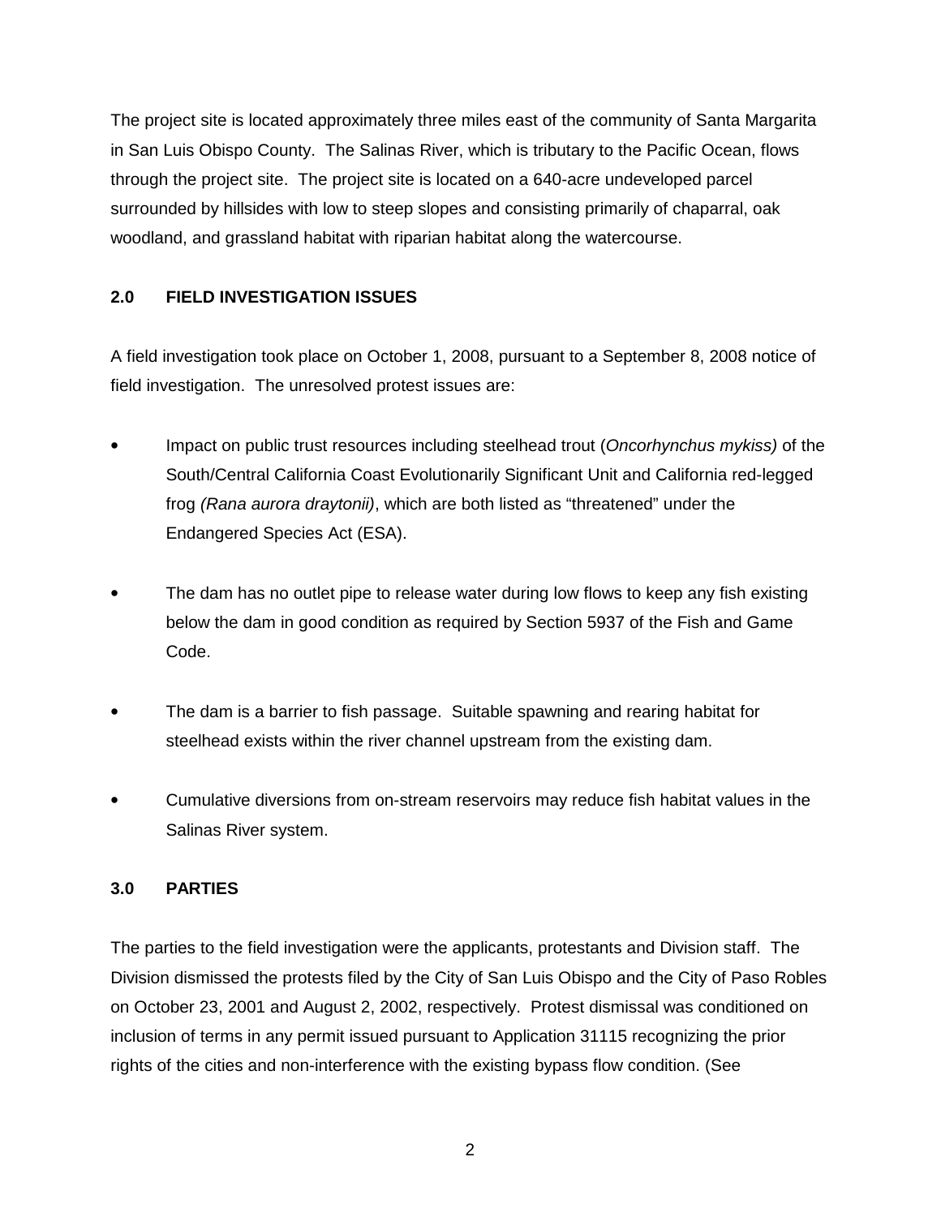The project site is located approximately three miles east of the community of Santa Margarita in San Luis Obispo County. The Salinas River, which is tributary to the Pacific Ocean, flows through the project site. The project site is located on a 640-acre undeveloped parcel surrounded by hillsides with low to steep slopes and consisting primarily of chaparral, oak woodland, and grassland habitat with riparian habitat along the watercourse.

## 2.0 FIELD INVESTIGATION ISSUES

A field investigation took place on October 1, 2008, pursuant to a September 8, 2008 notice of field investigation. The unresolved protest issues are:

- Impact on public trust resources including steelhead trout (*Oncorhynchus mykiss)* of the South/Central California Coast Evolutionarily Significant Unit and California red-legged frog *(Rana aurora draytonii)*, which are both listed as "threatened" under the Endangered Species Act (ESA).
- The dam has no outlet pipe to release water during low flows to keep any fish existing below the dam in good condition as required by Section 5937 of the Fish and Game Code.
- The dam is a barrier to fish passage. Suitable spawning and rearing habitat for steelhead exists within the river channel upstream from the existing dam.
- Cumulative diversions from on-stream reservoirs may reduce fish habitat values in the Salinas River system.

## 3.0 PARTIES

The parties to the field investigation were the applicants, protestants and Division staff. The Division dismissed the protests filed by the City of San Luis Obispo and the City of Paso Robles on October 23, 2001 and August 2, 2002, respectively. Protest dismissal was conditioned on inclusion of terms in any permit issued pursuant to Application 31115 recognizing the prior rights of the cities and non-interference with the existing bypass flow condition. (See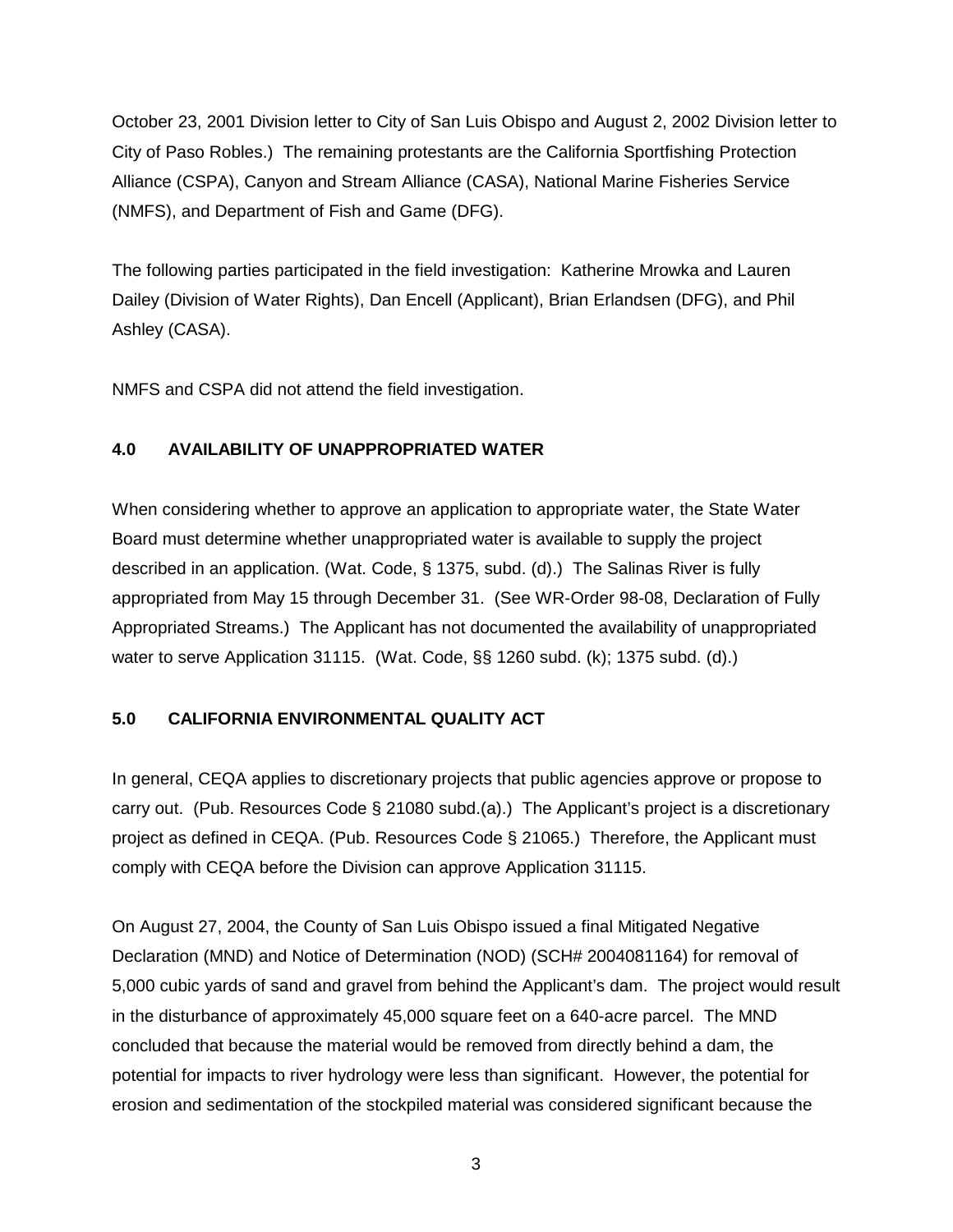October 23, 2001 Division letter to City of San Luis Obispo and August 2, 2002 Division letter to City of Paso Robles.) The remaining protestants are the California Sportfishing Protection Alliance (CSPA), Canyon and Stream Alliance (CASA), National Marine Fisheries Service (NMFS), and Department of Fish and Game (DFG).

The following parties participated in the field investigation: Katherine Mrowka and Lauren Dailey (Division of Water Rights), Dan Encell (Applicant), Brian Erlandsen (DFG), and Phil Ashley (CASA).

NMFS and CSPA did not attend the field investigation.

## 4.0 AVAILABILITY OF UNAPPROPRIATED WATER

When considering whether to approve an application to appropriate water, the State Water Board must determine whether unappropriated water is available to supply the project described in an application. (Wat. Code, § 1375, subd. (d).) The Salinas River is fully appropriated from May 15 through December 31. (See WR-Order 98-08, Declaration of Fully Appropriated Streams.) The Applicant has not documented the availability of unappropriated water to serve Application 31115. (Wat. Code, §§ 1260 subd. (k); 1375 subd. (d).)

## 5.0 CALIFORNIA ENVIRONMENTAL QUALITY ACT

In general, CEQA applies to discretionary projects that public agencies approve or propose to carry out. (Pub. Resources Code § 21080 subd.(a).) The Applicant's project is a discretionary project as defined in CEQA. (Pub. Resources Code § 21065.) Therefore, the Applicant must comply with CEQA before the Division can approve Application 31115.

On August 27, 2004, the County of San Luis Obispo issued a final Mitigated Negative Declaration (MND) and Notice of Determination (NOD) (SCH# 2004081164) for removal of 5,000 cubic yards of sand and gravel from behind the Applicant's dam. The project would result in the disturbance of approximately 45,000 square feet on a 640-acre parcel. The MND concluded that because the material would be removed from directly behind a dam, the potential for impacts to river hydrology were less than significant. However, the potential for erosion and sedimentation of the stockpiled material was considered significant because the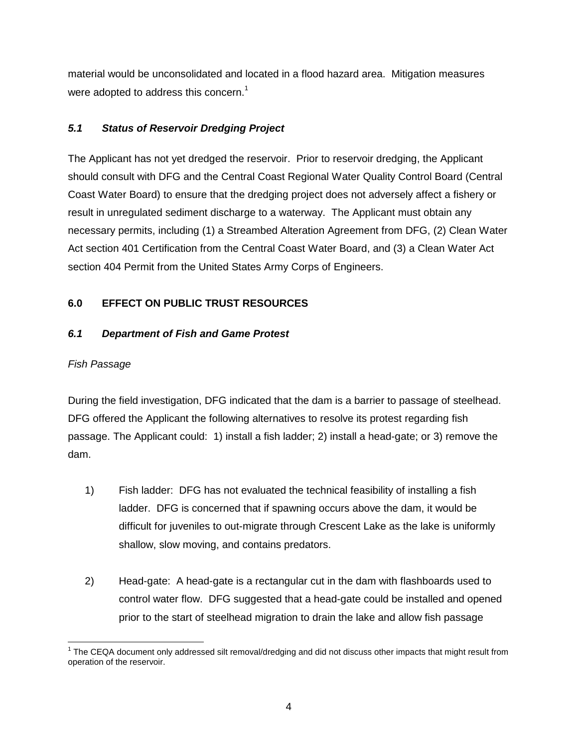material would be unconsolidated and located in a flood hazard area. Mitigation measures were adopted to address this concern.[1]

### *5.1 Status of Reservoir Dredging Project*

The Applicant has not yet dredged the reservoir. Prior to reservoir dredging, the Applicant should consult with DFG and the Central Coast Regional Water Quality Control Board (Central Coast Water Board) to ensure that the dredging project does not adversely affect a fishery or result in unregulated sediment discharge to a waterway. The Applicant must obtain any necessary permits, including (1) a Streambed Alteration Agreement from DFG, (2) Clean Water Act section 401 Certification from the Central Coast Water Board, and (3) a Clean Water Act section 404 Permit from the United States Army Corps of Engineers.

## 6.0 EFFECT ON PUBLIC TRUST RESOURCES

### *6.1 Department of Fish and Game Protest*

*Fish Passage*

During the field investigation, DFG indicated that the dam is a barrier to passage of steelhead. DFG offered the Applicant the following alternatives to resolve its protest regarding fish passage. The Applicant could: 1) install a fish ladder; 2) install a head-gate; or 3) remove the dam.

1) Fish ladder: DFG has not evaluated the technical feasibility of installing a fish ladder. DFG is concerned that if spawning occurs above the dam, it would be difficult for juveniles to out-migrate through Crescent Lake as the lake is uniformly shallow, slow moving, and contains predators.

2) Head-gate: A head-gate is a rectangular cut in the dam with flashboards used to control water flow. DFG suggested that a head-gate could be installed and opened prior to the start of steelhead migration to drain the lake and allow fish passage

---

[1] The CEQA document only addressed silt removal/dredging and did not discuss other impacts that might result from operation of the reservoir.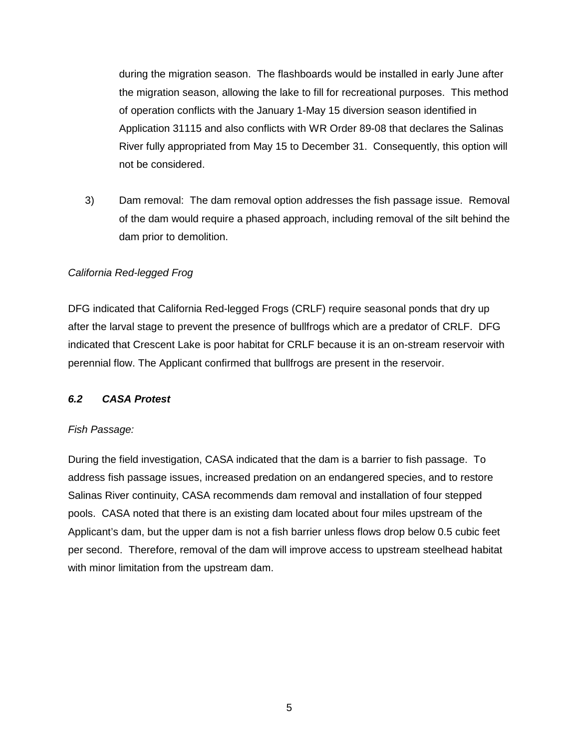during the migration season. The flashboards would be installed in early June after the migration season, allowing the lake to fill for recreational purposes. This method of operation conflicts with the January 1-May 15 diversion season identified in Application 31115 and also conflicts with WR Order 89-08 that declares the Salinas River fully appropriated from May 15 to December 31. Consequently, this option will not be considered.

3) Dam removal: The dam removal option addresses the fish passage issue. Removal of the dam would require a phased approach, including removal of the silt behind the dam prior to demolition.

*California Red-legged Frog*

DFG indicated that California Red-legged Frogs (CRLF) require seasonal ponds that dry up after the larval stage to prevent the presence of bullfrogs which are a predator of CRLF. DFG indicated that Crescent Lake is poor habitat for CRLF because it is an on-stream reservoir with perennial flow. The Applicant confirmed that bullfrogs are present in the reservoir.

### *6.2 CASA Protest*

*Fish Passage:*

During the field investigation, CASA indicated that the dam is a barrier to fish passage. To address fish passage issues, increased predation on an endangered species, and to restore Salinas River continuity, CASA recommends dam removal and installation of four stepped pools. CASA noted that there is an existing dam located about four miles upstream of the Applicant's dam, but the upper dam is not a fish barrier unless flows drop below 0.5 cubic feet per second. Therefore, removal of the dam will improve access to upstream steelhead habitat with minor limitation from the upstream dam.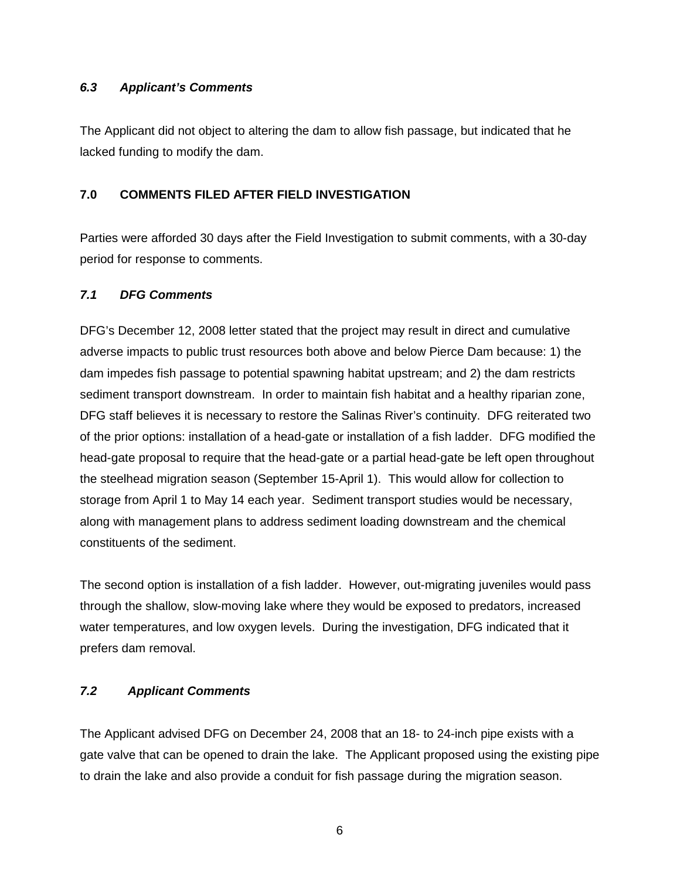### *6.3 Applicant's Comments*

The Applicant did not object to altering the dam to allow fish passage, but indicated that he lacked funding to modify the dam.

## **7.0 COMMENTS FILED AFTER FIELD INVESTIGATION**

Parties were afforded 30 days after the Field Investigation to submit comments, with a 30-day period for response to comments.

### *7.1 DFG Comments*

DFG's December 12, 2008 letter stated that the project may result in direct and cumulative adverse impacts to public trust resources both above and below Pierce Dam because: 1) the dam impedes fish passage to potential spawning habitat upstream; and 2) the dam restricts sediment transport downstream. In order to maintain fish habitat and a healthy riparian zone, DFG staff believes it is necessary to restore the Salinas River's continuity. DFG reiterated two of the prior options: installation of a head-gate or installation of a fish ladder. DFG modified the head-gate proposal to require that the head-gate or a partial head-gate be left open throughout the steelhead migration season (September 15-April 1). This would allow for collection to storage from April 1 to May 14 each year. Sediment transport studies would be necessary, along with management plans to address sediment loading downstream and the chemical constituents of the sediment.

The second option is installation of a fish ladder. However, out-migrating juveniles would pass through the shallow, slow-moving lake where they would be exposed to predators, increased water temperatures, and low oxygen levels. During the investigation, DFG indicated that it prefers dam removal.

### *7.2 Applicant Comments*

The Applicant advised DFG on December 24, 2008 that an 18- to 24-inch pipe exists with a gate valve that can be opened to drain the lake. The Applicant proposed using the existing pipe to drain the lake and also provide a conduit for fish passage during the migration season.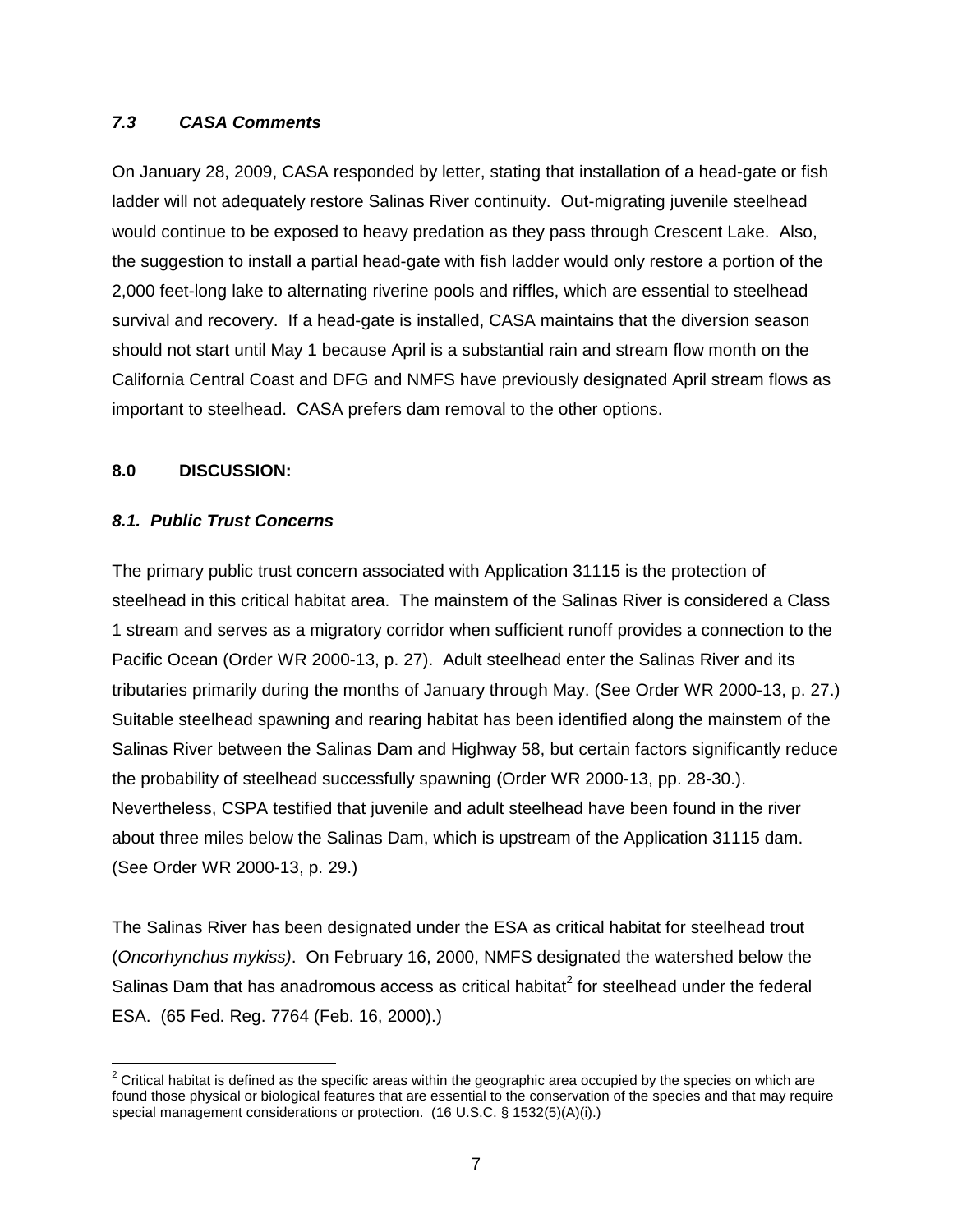### *7.3 CASA Comments*

On January 28, 2009, CASA responded by letter, stating that installation of a head-gate or fish ladder will not adequately restore Salinas River continuity. Out-migrating juvenile steelhead would continue to be exposed to heavy predation as they pass through Crescent Lake. Also, the suggestion to install a partial head-gate with fish ladder would only restore a portion of the 2,000 feet-long lake to alternating riverine pools and riffles, which are essential to steelhead survival and recovery. If a head-gate is installed, CASA maintains that the diversion season should not start until May 1 because April is a substantial rain and stream flow month on the California Central Coast and DFG and NMFS have previously designated April stream flows as important to steelhead. CASA prefers dam removal to the other options.

## 8.0 DISCUSSION:

### *8.1. Public Trust Concerns*

The primary public trust concern associated with Application 31115 is the protection of steelhead in this critical habitat area. The mainstem of the Salinas River is considered a Class 1 stream and serves as a migratory corridor when sufficient runoff provides a connection to the Pacific Ocean (Order WR 2000-13, p. 27). Adult steelhead enter the Salinas River and its tributaries primarily during the months of January through May. (See Order WR 2000-13, p. 27.) Suitable steelhead spawning and rearing habitat has been identified along the mainstem of the Salinas River between the Salinas Dam and Highway 58, but certain factors significantly reduce the probability of steelhead successfully spawning (Order WR 2000-13, pp. 28-30.). Nevertheless, CSPA testified that juvenile and adult steelhead have been found in the river about three miles below the Salinas Dam, which is upstream of the Application 31115 dam. (See Order WR 2000-13, p. 29.)

The Salinas River has been designated under the ESA as critical habitat for steelhead trout (*Oncorhynchus mykiss)*. On February 16, 2000, NMFS designated the watershed below the Salinas Dam that has anadromous access as critical habitat[2] for steelhead under the federal ESA. (65 Fed. Reg. 7764 (Feb. 16, 2000).)

[2] Critical habitat is defined as the specific areas within the geographic area occupied by the species on which are found those physical or biological features that are essential to the conservation of the species and that may require special management considerations or protection. (16 U.S.C. § 1532(5)(A)(i).)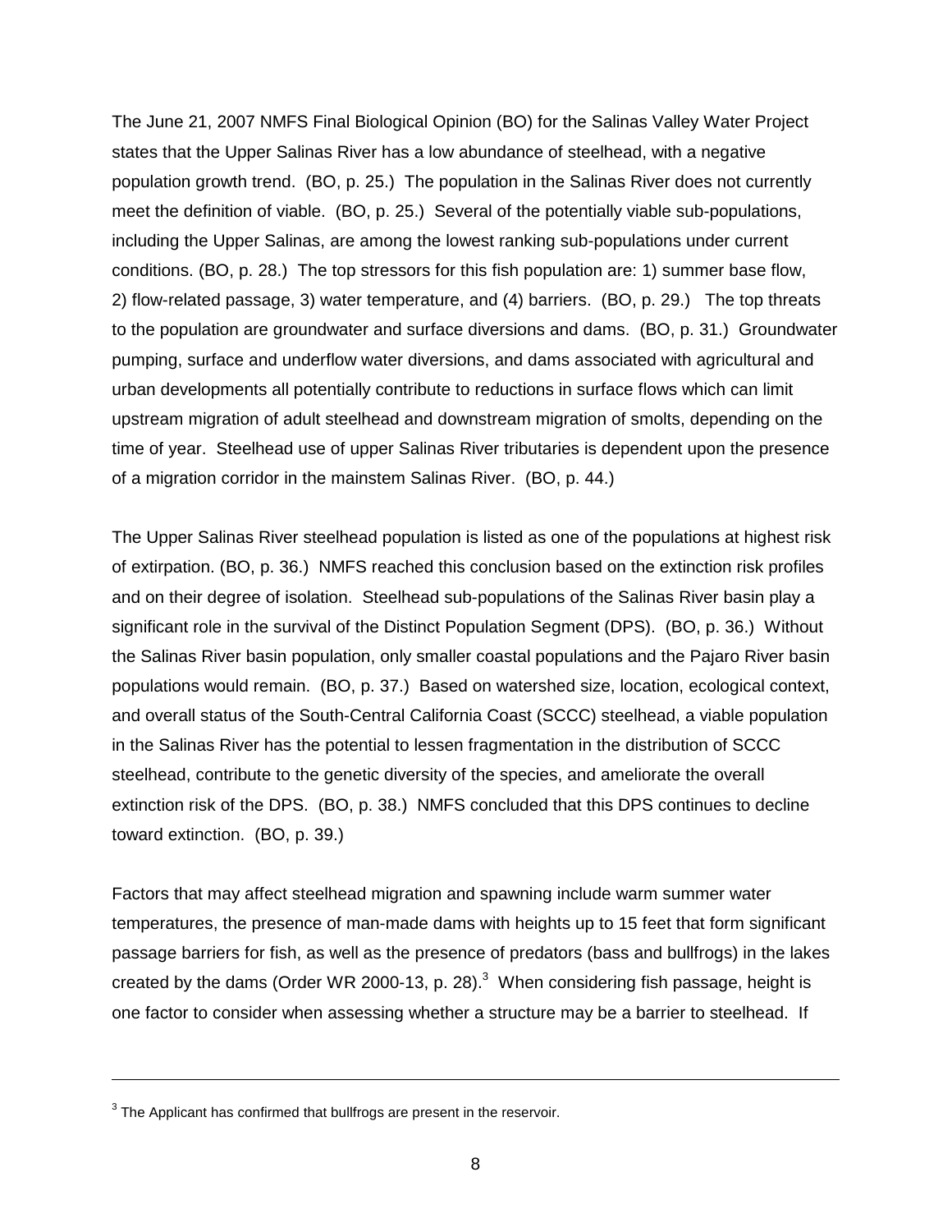The June 21, 2007 NMFS Final Biological Opinion (BO) for the Salinas Valley Water Project states that the Upper Salinas River has a low abundance of steelhead, with a negative population growth trend. (BO, p. 25.) The population in the Salinas River does not currently meet the definition of viable. (BO, p. 25.) Several of the potentially viable sub-populations, including the Upper Salinas, are among the lowest ranking sub-populations under current conditions. (BO, p. 28.) The top stressors for this fish population are: 1) summer base flow, 2) flow-related passage, 3) water temperature, and (4) barriers. (BO, p. 29.) The top threats to the population are groundwater and surface diversions and dams. (BO, p. 31.) Groundwater pumping, surface and underflow water diversions, and dams associated with agricultural and urban developments all potentially contribute to reductions in surface flows which can limit upstream migration of adult steelhead and downstream migration of smolts, depending on the time of year. Steelhead use of upper Salinas River tributaries is dependent upon the presence of a migration corridor in the mainstem Salinas River. (BO, p. 44.)

The Upper Salinas River steelhead population is listed as one of the populations at highest risk of extirpation. (BO, p. 36.) NMFS reached this conclusion based on the extinction risk profiles and on their degree of isolation. Steelhead sub-populations of the Salinas River basin play a significant role in the survival of the Distinct Population Segment (DPS). (BO, p. 36.) Without the Salinas River basin population, only smaller coastal populations and the Pajaro River basin populations would remain. (BO, p. 37.) Based on watershed size, location, ecological context, and overall status of the South-Central California Coast (SCCC) steelhead, a viable population in the Salinas River has the potential to lessen fragmentation in the distribution of SCCC steelhead, contribute to the genetic diversity of the species, and ameliorate the overall extinction risk of the DPS. (BO, p. 38.) NMFS concluded that this DPS continues to decline toward extinction. (BO, p. 39.)

Factors that may affect steelhead migration and spawning include warm summer water temperatures, the presence of man-made dams with heights up to 15 feet that form significant passage barriers for fish, as well as the presence of predators (bass and bullfrogs) in the lakes created by the dams (Order WR 2000-13, p. 28).[3] When considering fish passage, height is one factor to consider when assessing whether a structure may be a barrier to steelhead. If

---

[3] The Applicant has confirmed that bullfrogs are present in the reservoir.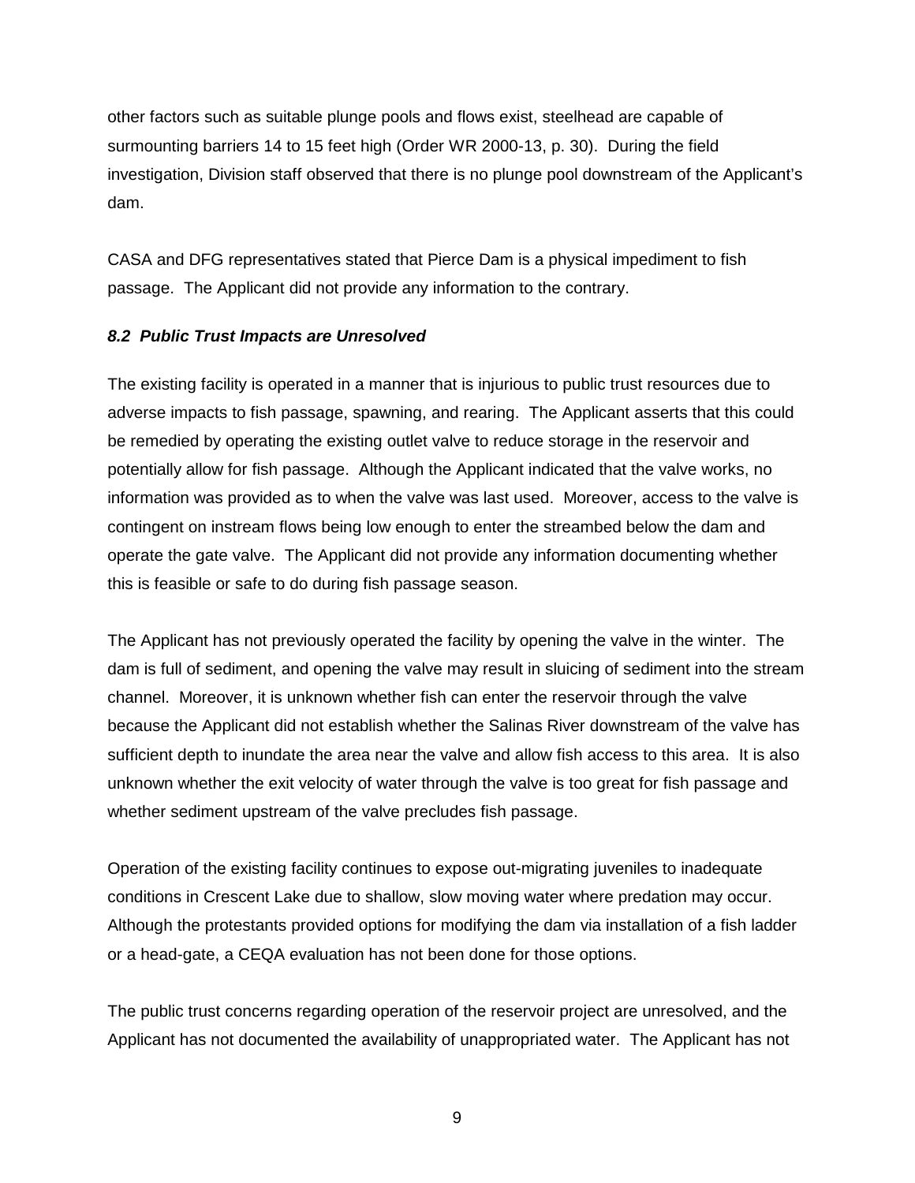other factors such as suitable plunge pools and flows exist, steelhead are capable of surmounting barriers 14 to 15 feet high (Order WR 2000-13, p. 30). During the field investigation, Division staff observed that there is no plunge pool downstream of the Applicant's dam.

CASA and DFG representatives stated that Pierce Dam is a physical impediment to fish passage. The Applicant did not provide any information to the contrary.

### *8.2 Public Trust Impacts are Unresolved*

The existing facility is operated in a manner that is injurious to public trust resources due to adverse impacts to fish passage, spawning, and rearing. The Applicant asserts that this could be remedied by operating the existing outlet valve to reduce storage in the reservoir and potentially allow for fish passage. Although the Applicant indicated that the valve works, no information was provided as to when the valve was last used. Moreover, access to the valve is contingent on instream flows being low enough to enter the streambed below the dam and operate the gate valve. The Applicant did not provide any information documenting whether this is feasible or safe to do during fish passage season.

The Applicant has not previously operated the facility by opening the valve in the winter. The dam is full of sediment, and opening the valve may result in sluicing of sediment into the stream channel. Moreover, it is unknown whether fish can enter the reservoir through the valve because the Applicant did not establish whether the Salinas River downstream of the valve has sufficient depth to inundate the area near the valve and allow fish access to this area. It is also unknown whether the exit velocity of water through the valve is too great for fish passage and whether sediment upstream of the valve precludes fish passage.

Operation of the existing facility continues to expose out-migrating juveniles to inadequate conditions in Crescent Lake due to shallow, slow moving water where predation may occur. Although the protestants provided options for modifying the dam via installation of a fish ladder or a head-gate, a CEQA evaluation has not been done for those options.

The public trust concerns regarding operation of the reservoir project are unresolved, and the Applicant has not documented the availability of unappropriated water. The Applicant has not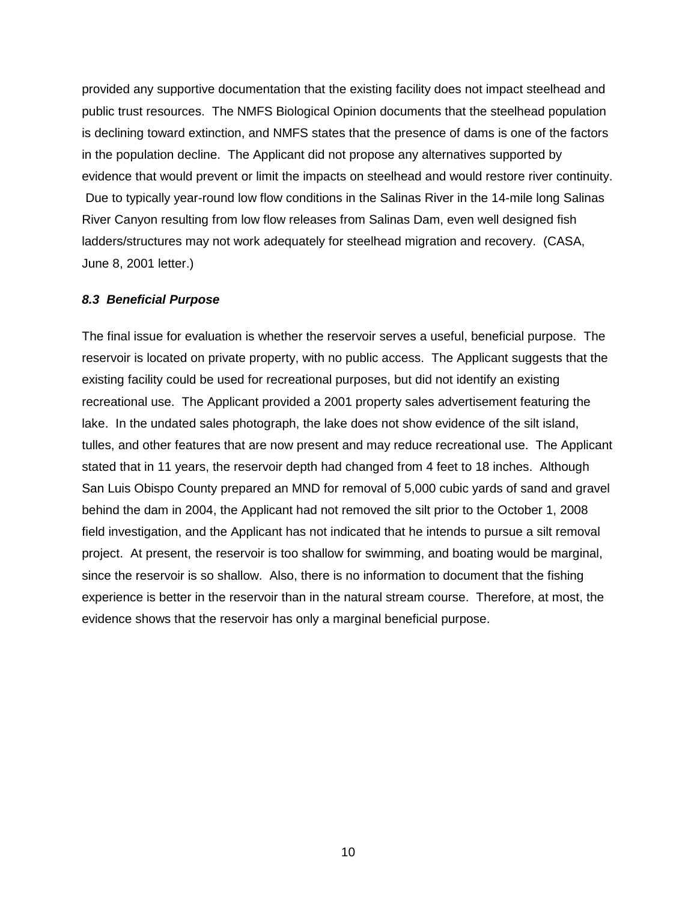provided any supportive documentation that the existing facility does not impact steelhead and public trust resources. The NMFS Biological Opinion documents that the steelhead population is declining toward extinction, and NMFS states that the presence of dams is one of the factors in the population decline. The Applicant did not propose any alternatives supported by evidence that would prevent or limit the impacts on steelhead and would restore river continuity. Due to typically year-round low flow conditions in the Salinas River in the 14-mile long Salinas River Canyon resulting from low flow releases from Salinas Dam, even well designed fish ladders/structures may not work adequately for steelhead migration and recovery. (CASA, June 8, 2001 letter.)

### *8.3 Beneficial Purpose*

The final issue for evaluation is whether the reservoir serves a useful, beneficial purpose. The reservoir is located on private property, with no public access. The Applicant suggests that the existing facility could be used for recreational purposes, but did not identify an existing recreational use. The Applicant provided a 2001 property sales advertisement featuring the lake. In the undated sales photograph, the lake does not show evidence of the silt island, tulles, and other features that are now present and may reduce recreational use. The Applicant stated that in 11 years, the reservoir depth had changed from 4 feet to 18 inches. Although San Luis Obispo County prepared an MND for removal of 5,000 cubic yards of sand and gravel behind the dam in 2004, the Applicant had not removed the silt prior to the October 1, 2008 field investigation, and the Applicant has not indicated that he intends to pursue a silt removal project. At present, the reservoir is too shallow for swimming, and boating would be marginal, since the reservoir is so shallow. Also, there is no information to document that the fishing experience is better in the reservoir than in the natural stream course. Therefore, at most, the evidence shows that the reservoir has only a marginal beneficial purpose.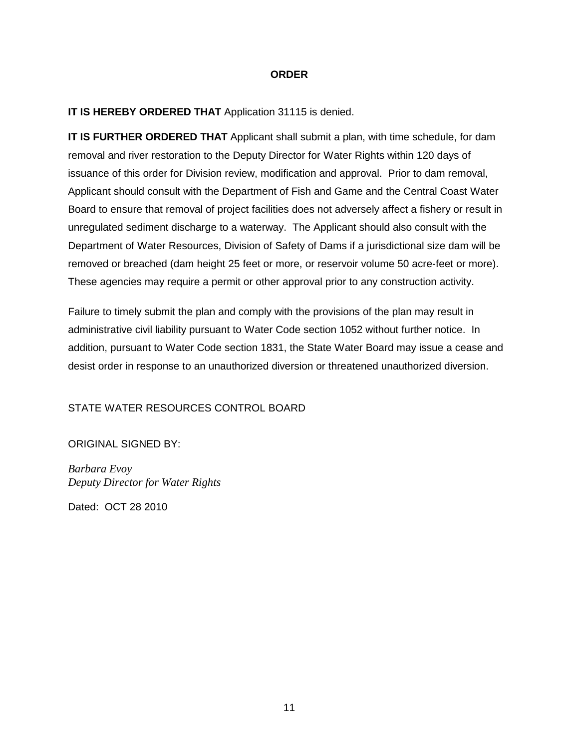## ORDER

**IT IS HEREBY ORDERED THAT** Application 31115 is denied.

**IT IS FURTHER ORDERED THAT** Applicant shall submit a plan, with time schedule, for dam removal and river restoration to the Deputy Director for Water Rights within 120 days of issuance of this order for Division review, modification and approval. Prior to dam removal, Applicant should consult with the Department of Fish and Game and the Central Coast Water Board to ensure that removal of project facilities does not adversely affect a fishery or result in unregulated sediment discharge to a waterway. The Applicant should also consult with the Department of Water Resources, Division of Safety of Dams if a jurisdictional size dam will be removed or breached (dam height 25 feet or more, or reservoir volume 50 acre-feet or more). These agencies may require a permit or other approval prior to any construction activity.

Failure to timely submit the plan and comply with the provisions of the plan may result in administrative civil liability pursuant to Water Code section 1052 without further notice. In addition, pursuant to Water Code section 1831, the State Water Board may issue a cease and desist order in response to an unauthorized diversion or threatened unauthorized diversion.

STATE WATER RESOURCES CONTROL BOARD

ORIGINAL SIGNED BY:

*Barbara Evoy*
*Deputy Director for Water Rights*

Dated: OCT 28 2010